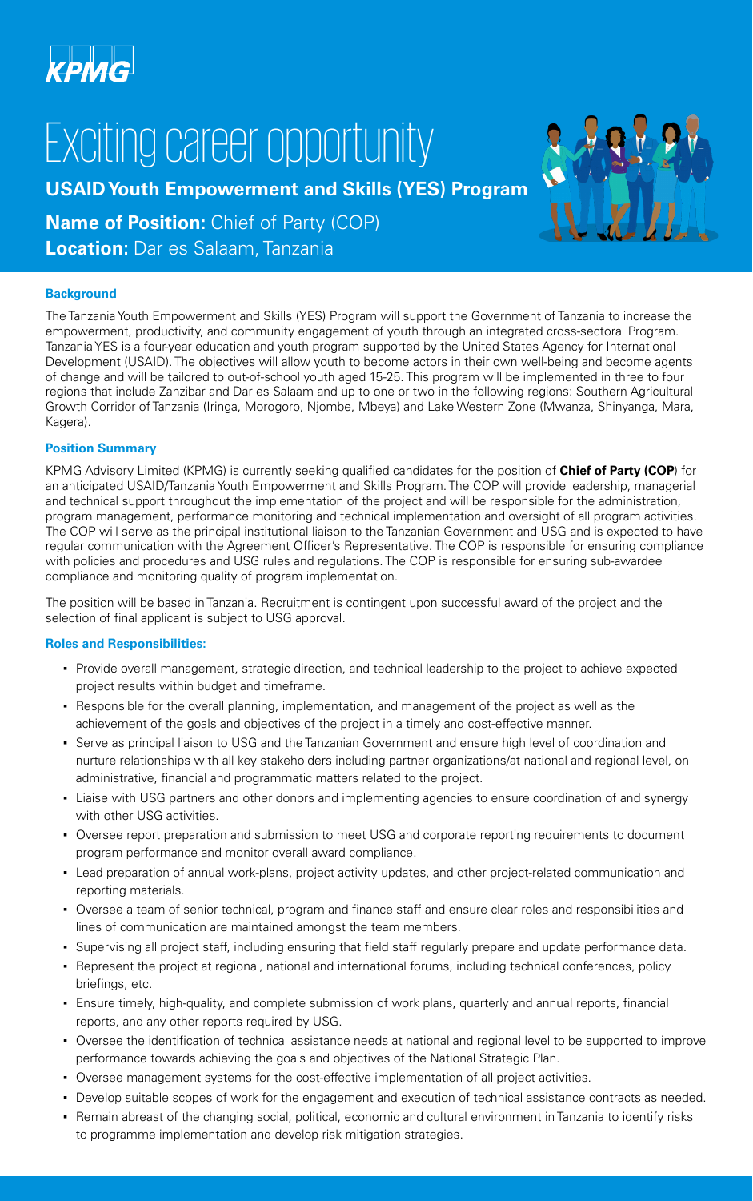KPMG

# Exciting career opportunity

**USAID Youth Empowerment and Skills (YES) Program**

**Name of Position:** Chief of Party (COP)
**Location:** Dar es Salaam, Tanzania

### Background

The Tanzania Youth Empowerment and Skills (YES) Program will support the Government of Tanzania to increase the empowerment, productivity, and community engagement of youth through an integrated cross-sectoral Program. Tanzania YES is a four-year education and youth program supported by the United States Agency for International Development (USAID). The objectives will allow youth to become actors in their own well-being and become agents of change and will be tailored to out-of-school youth aged 15-25. This program will be implemented in three to four regions that include Zanzibar and Dar es Salaam and up to one or two in the following regions: Southern Agricultural Growth Corridor of Tanzania (Iringa, Morogoro, Njombe, Mbeya) and Lake Western Zone (Mwanza, Shinyanga, Mara, Kagera).

### Position Summary

KPMG Advisory Limited (KPMG) is currently seeking qualified candidates for the position of **Chief of Party (COP**) for an anticipated USAID/Tanzania Youth Empowerment and Skills Program. The COP will provide leadership, managerial and technical support throughout the implementation of the project and will be responsible for the administration, program management, performance monitoring and technical implementation and oversight of all program activities. The COP will serve as the principal institutional liaison to the Tanzanian Government and USG and is expected to have regular communication with the Agreement Officer's Representative. The COP is responsible for ensuring compliance with policies and procedures and USG rules and regulations. The COP is responsible for ensuring sub-awardee compliance and monitoring quality of program implementation.

The position will be based in Tanzania. Recruitment is contingent upon successful award of the project and the selection of final applicant is subject to USG approval.

### Roles and Responsibilities:

- Provide overall management, strategic direction, and technical leadership to the project to achieve expected project results within budget and timeframe.
- Responsible for the overall planning, implementation, and management of the project as well as the achievement of the goals and objectives of the project in a timely and cost-effective manner.
- Serve as principal liaison to USG and the Tanzanian Government and ensure high level of coordination and nurture relationships with all key stakeholders including partner organizations/at national and regional level, on administrative, financial and programmatic matters related to the project.
- Liaise with USG partners and other donors and implementing agencies to ensure coordination of and synergy with other USG activities.
- Oversee report preparation and submission to meet USG and corporate reporting requirements to document program performance and monitor overall award compliance.
- Lead preparation of annual work-plans, project activity updates, and other project-related communication and reporting materials.
- Oversee a team of senior technical, program and finance staff and ensure clear roles and responsibilities and lines of communication are maintained amongst the team members.
- Supervising all project staff, including ensuring that field staff regularly prepare and update performance data.
- Represent the project at regional, national and international forums, including technical conferences, policy briefings, etc.
- Ensure timely, high-quality, and complete submission of work plans, quarterly and annual reports, financial reports, and any other reports required by USG.
- Oversee the identification of technical assistance needs at national and regional level to be supported to improve performance towards achieving the goals and objectives of the National Strategic Plan.
- Oversee management systems for the cost-effective implementation of all project activities.
- Develop suitable scopes of work for the engagement and execution of technical assistance contracts as needed.
- Remain abreast of the changing social, political, economic and cultural environment in Tanzania to identify risks to programme implementation and develop risk mitigation strategies.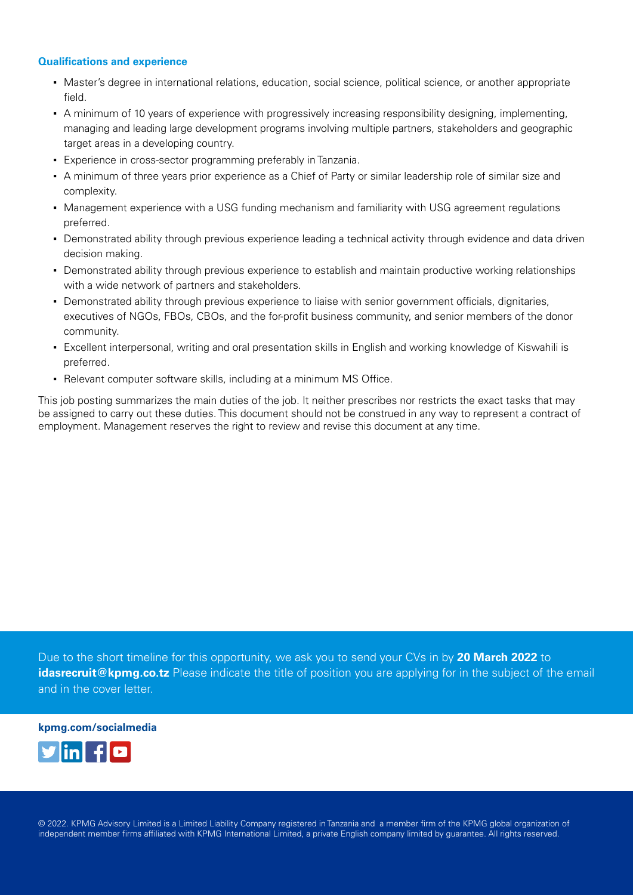### Qualifications and experience

- Master's degree in international relations, education, social science, political science, or another appropriate field.
- A minimum of 10 years of experience with progressively increasing responsibility designing, implementing, managing and leading large development programs involving multiple partners, stakeholders and geographic target areas in a developing country.
- Experience in cross-sector programming preferably in Tanzania.
- A minimum of three years prior experience as a Chief of Party or similar leadership role of similar size and complexity.
- Management experience with a USG funding mechanism and familiarity with USG agreement regulations preferred.
- Demonstrated ability through previous experience leading a technical activity through evidence and data driven decision making.
- Demonstrated ability through previous experience to establish and maintain productive working relationships with a wide network of partners and stakeholders.
- Demonstrated ability through previous experience to liaise with senior government officials, dignitaries, executives of NGOs, FBOs, CBOs, and the for-profit business community, and senior members of the donor community.
- Excellent interpersonal, writing and oral presentation skills in English and working knowledge of Kiswahili is preferred.
- Relevant computer software skills, including at a minimum MS Office.

This job posting summarizes the main duties of the job. It neither prescribes nor restricts the exact tasks that may be assigned to carry out these duties. This document should not be construed in any way to represent a contract of employment. Management reserves the right to review and revise this document at any time.

Due to the short timeline for this opportunity, we ask you to send your CVs in by **20 March 2022** to **idasrecruit@kpmg.co.tz** Please indicate the title of position you are applying for in the subject of the email and in the cover letter.

**kpmg.com/socialmedia**

© 2022. KPMG Advisory Limited is a Limited Liability Company registered in Tanzania and a member firm of the KPMG global organization of independent member firms affiliated with KPMG International Limited, a private English company limited by guarantee. All rights reserved.